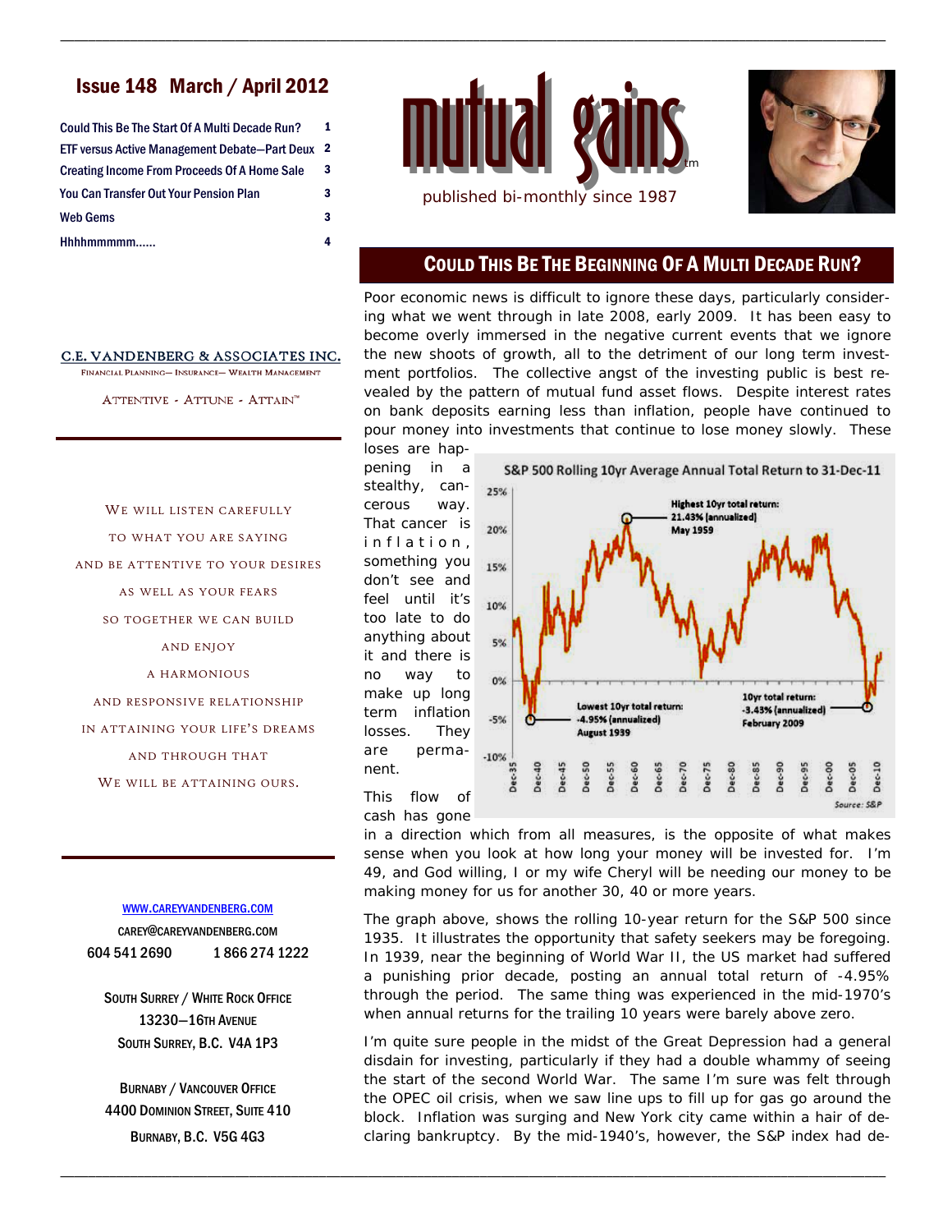# Issue 148 March / April 2012

| | |
|---|---|
| Could This Be The Start Of A Multi Decade Run? | 1 |
| ETF versus Active Management Debate—Part Deux | 2 |
| Creating Income From Proceeds Of A Home Sale | 3 |
| You Can Transfer Out Your Pension Plan | 3 |
| Web Gems | 3 |
| Hhhhmmmmm...... | 4 |

**mutual gains**™

published bi-monthly since 1987

C.E. VANDENBERG & ASSOCIATES INC.

FINANCIAL PLANNING— INSURANCE— WEALTH MANAGEMENT

ATTENTIVE - ATTUNE - ATTAIN™

WE WILL LISTEN CAREFULLY
TO WHAT YOU ARE SAYING
AND BE ATTENTIVE TO YOUR DESIRES
AS WELL AS YOUR FEARS
SO TOGETHER WE CAN BUILD
AND ENJOY
A HARMONIOUS
AND RESPONSIVE RELATIONSHIP
IN ATTAINING YOUR LIFE'S DREAMS
AND THROUGH THAT
WE WILL BE ATTAINING OURS.

WWW.CAREYVANDENBERG.COM
CAREY@CAREYVANDENBERG.COM
604 541 2690     1 866 274 1222

SOUTH SURREY / WHITE ROCK OFFICE
13230—16TH AVENUE
SOUTH SURREY, B.C. V4A 1P3

BURNABY / VANCOUVER OFFICE
4400 DOMINION STREET, SUITE 410
BURNABY, B.C. V5G 4G3

## COULD THIS BE THE BEGINNING OF A MULTI DECADE RUN?

Poor economic news is difficult to ignore these days, particularly considering what we went through in late 2008, early 2009. It has been easy to become overly immersed in the negative current events that we ignore the new shoots of growth, all to the detriment of our long term investment portfolios. The collective angst of the investing public is best revealed by the pattern of mutual fund asset flows. Despite interest rates on bank deposits earning less than inflation, people have continued to pour money into investments that continue to lose money slowly. These loses are happening in a stealthy, cancerous way. That cancer is inflation, something you don't see and feel until it's too late to do anything about it and there is no way to make up long term inflation losses. They are permanent.

**S&P 500 Rolling 10yr Average Annual Total Return to 31-Dec-11**

Highest 10yr total return: 21.43% (annualized) May 1959

Lowest 10yr total return: -4.95% (annualized) August 1939

10yr total return: -3.43% (annualized) February 2009

Source: S&P

This flow of cash has gone in a direction which from all measures, is the opposite of what makes sense when you look at how long your money will be invested for. I'm 49, and God willing, I or my wife Cheryl will be needing our money to be making money for us for another 30, 40 or more years.

The graph above, shows the rolling 10-year return for the S&P 500 since 1935. It illustrates the opportunity that safety seekers may be foregoing. In 1939, near the beginning of World War II, the US market had suffered a punishing prior decade, posting an annual total return of -4.95% through the period. The same thing was experienced in the mid-1970's when annual returns for the trailing 10 years were barely above zero.

I'm quite sure people in the midst of the Great Depression had a general disdain for investing, particularly if they had a double whammy of seeing the start of the second World War. The same I'm sure was felt through the OPEC oil crisis, when we saw line ups to fill up for gas go around the block. Inflation was surging and New York city came within a hair of declaring bankruptcy. By the mid-1940's, however, the S&P index had de-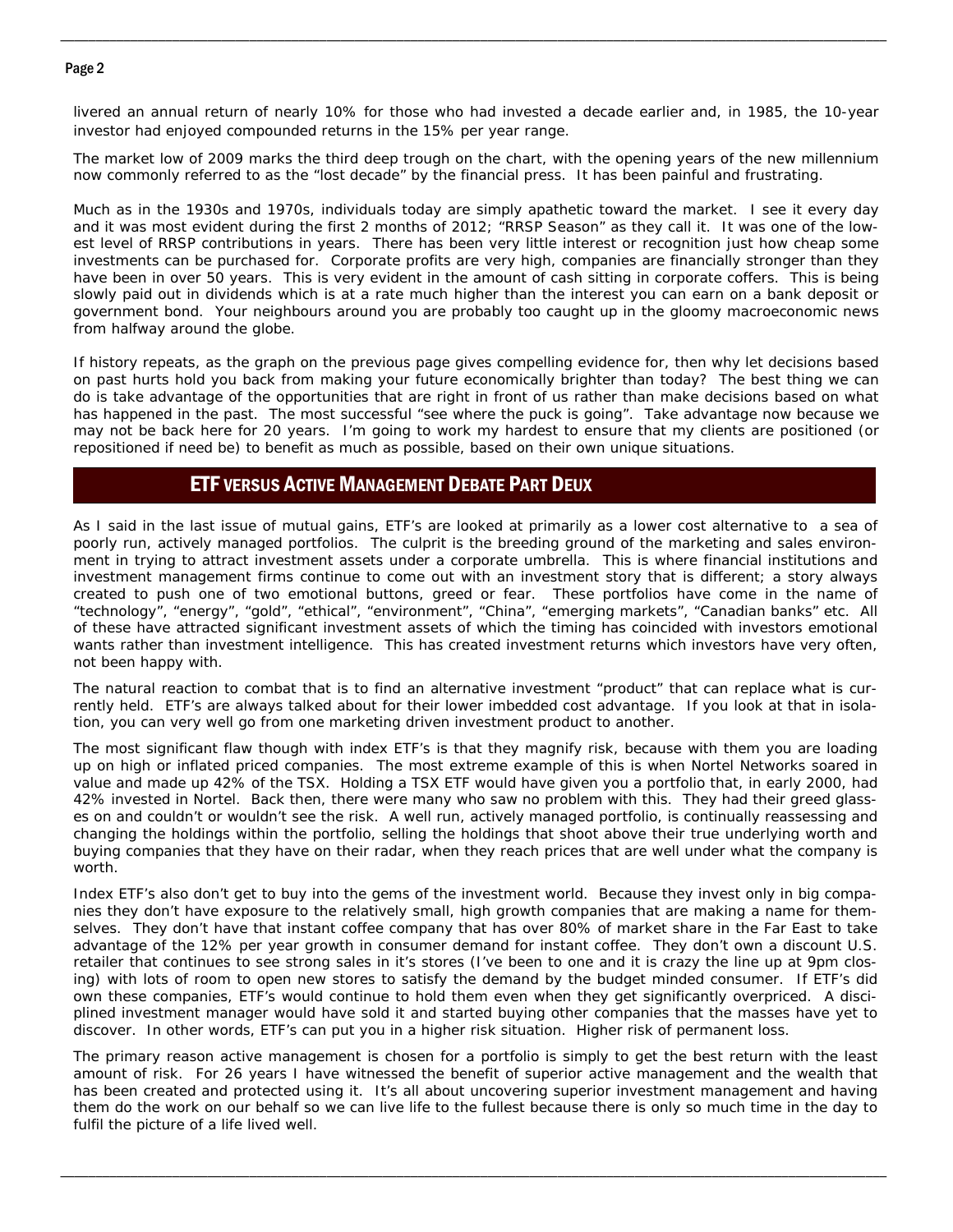livered an annual return of nearly 10% for those who had invested a decade earlier and, in 1985, the 10-year investor had enjoyed compounded returns in the 15% per year range.

The market low of 2009 marks the third deep trough on the chart, with the opening years of the new millennium now commonly referred to as the "lost decade" by the financial press. It has been painful and frustrating.

Much as in the 1930s and 1970s, individuals today are simply apathetic toward the market. I see it every day and it was most evident during the first 2 months of 2012; "RRSP Season" as they call it. It was one of the lowest level of RRSP contributions in years. There has been very little interest or recognition just how cheap some investments can be purchased for. Corporate profits are very high, companies are financially stronger than they have been in over 50 years. This is very evident in the amount of cash sitting in corporate coffers. This is being slowly paid out in dividends which is at a rate much higher than the interest you can earn on a bank deposit or government bond. Your neighbours around you are probably too caught up in the gloomy macroeconomic news from halfway around the globe.

If history repeats, as the graph on the previous page gives compelling evidence for, then why let decisions based on past hurts hold you back from making your future economically brighter than today? The best thing we can do is take advantage of the opportunities that are right in front of us rather than make decisions based on what has happened in the past. The most successful "see where the puck is going". Take advantage now because we may not be back here for 20 years. I'm going to work my hardest to ensure that my clients are positioned (or repositioned if need be) to benefit as much as possible, based on their own unique situations.

## ETF versus Active Management Debate Part Deux

As I said in the last issue of mutual gains, ETF's are looked at primarily as a lower cost alternative to a sea of poorly run, actively managed portfolios. The culprit is the breeding ground of the marketing and sales environment in trying to attract investment assets under a corporate umbrella. This is where financial institutions and investment management firms continue to come out with an investment story that is different; a story always created to push one of two emotional buttons, greed or fear. These portfolios have come in the name of "technology", "energy", "gold", "ethical", "environment", "China", "emerging markets", "Canadian banks" etc. All of these have attracted significant investment assets of which the timing has coincided with investors emotional wants rather than investment intelligence. This has created investment returns which investors have very often, not been happy with.

The natural reaction to combat that is to find an alternative investment "product" that can replace what is currently held. ETF's are always talked about for their lower imbedded cost advantage. If you look at that in isolation, you can very well go from one marketing driven investment product to another.

The most significant flaw though with index ETF's is that they magnify risk, because with them you are loading up on high or inflated priced companies. The most extreme example of this is when Nortel Networks soared in value and made up 42% of the TSX. Holding a TSX ETF would have given you a portfolio that, in early 2000, had 42% invested in Nortel. Back then, there were many who saw no problem with this. They had their greed glasses on and couldn't or wouldn't see the risk. A well run, actively managed portfolio, is continually reassessing and changing the holdings within the portfolio, selling the holdings that shoot above their true underlying worth and buying companies that they have on their radar, when they reach prices that are well under what the company is worth.

Index ETF's also don't get to buy into the gems of the investment world. Because they invest only in big companies they don't have exposure to the relatively small, high growth companies that are making a name for themselves. They don't have that instant coffee company that has over 80% of market share in the Far East to take advantage of the 12% per year growth in consumer demand for instant coffee. They don't own a discount U.S. retailer that continues to see strong sales in it's stores (I've been to one and it is crazy the line up at 9pm closing) with lots of room to open new stores to satisfy the demand by the budget minded consumer. If ETF's did own these companies, ETF's would continue to hold them even when they get significantly overpriced. A disciplined investment manager would have sold it and started buying other companies that the masses have yet to discover. In other words, ETF's can put you in a higher risk situation. Higher risk of permanent loss.

The primary reason active management is chosen for a portfolio is simply to get the best return with the least amount of risk. For 26 years I have witnessed the benefit of superior active management and the wealth that has been created and protected using it. It's all about uncovering superior investment management and having them do the work on our behalf so we can live life to the fullest because there is only so much time in the day to fulfil the picture of a life lived well.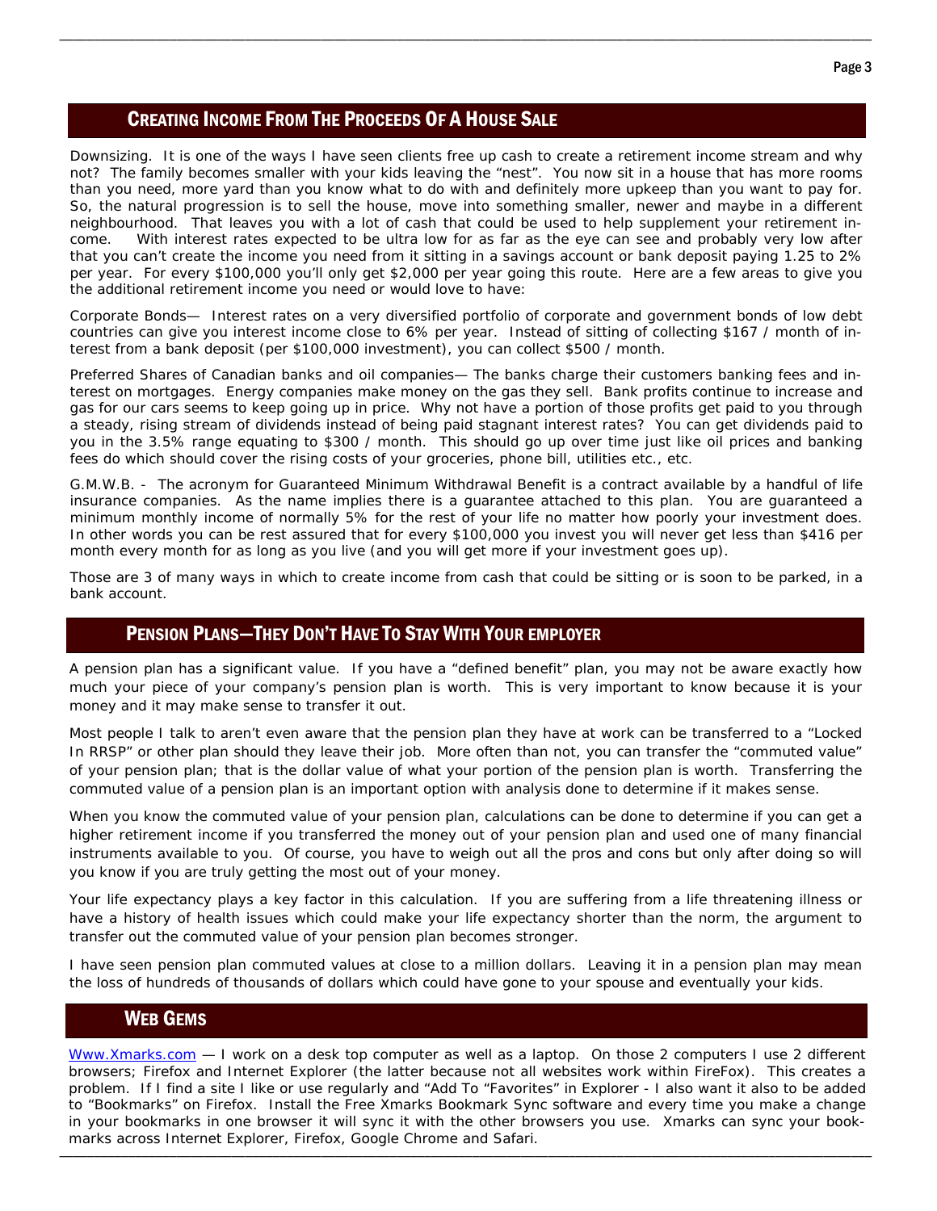## Creating Income From The Proceeds Of A House Sale

Downsizing. It is one of the ways I have seen clients free up cash to create a retirement income stream and why not? The family becomes smaller with your kids leaving the "nest". You now sit in a house that has more rooms than you need, more yard than you know what to do with and definitely more upkeep than you want to pay for. So, the natural progression is to sell the house, move into something smaller, newer and maybe in a different neighbourhood. That leaves you with a lot of cash that could be used to help supplement your retirement income. With interest rates expected to be ultra low for as far as the eye can see and probably very low after that you can't create the income you need from it sitting in a savings account or bank deposit paying 1.25 to 2% per year. For every $100,000 you'll only get $2,000 per year going this route. Here are a few areas to give you the additional retirement income you need or would love to have:

Corporate Bonds— Interest rates on a very diversified portfolio of corporate and government bonds of low debt countries can give you interest income close to 6% per year. Instead of sitting of collecting $167 / month of interest from a bank deposit (per $100,000 investment), you can collect $500 / month.

Preferred Shares of Canadian banks and oil companies— The banks charge their customers banking fees and interest on mortgages. Energy companies make money on the gas they sell. Bank profits continue to increase and gas for our cars seems to keep going up in price. Why not have a portion of those profits get paid to you through a steady, rising stream of dividends instead of being paid stagnant interest rates? You can get dividends paid to you in the 3.5% range equating to $300 / month. This should go up over time just like oil prices and banking fees do which should cover the rising costs of your groceries, phone bill, utilities etc., etc.

G.M.W.B. - The acronym for Guaranteed Minimum Withdrawal Benefit is a contract available by a handful of life insurance companies. As the name implies there is a guarantee attached to this plan. You are guaranteed a minimum monthly income of normally 5% for the rest of your life no matter how poorly your investment does. In other words you can be rest assured that for every $100,000 you invest you will never get less than $416 per month every month for as long as you live (and you will get more if your investment goes up).

Those are 3 of many ways in which to create income from cash that could be sitting or is soon to be parked, in a bank account.

## Pension Plans—They Don't Have To Stay With Your Employer

A pension plan has a significant value. If you have a "defined benefit" plan, you may not be aware exactly how much your piece of your company's pension plan is worth. This is very important to know because it is your money and it may make sense to transfer it out.

Most people I talk to aren't even aware that the pension plan they have at work can be transferred to a "Locked In RRSP" or other plan should they leave their job. More often than not, you can transfer the "commuted value" of your pension plan; that is the dollar value of what your portion of the pension plan is worth. Transferring the commuted value of a pension plan is an important option with analysis done to determine if it makes sense.

When you know the commuted value of your pension plan, calculations can be done to determine if you can get a higher retirement income if you transferred the money out of your pension plan and used one of many financial instruments available to you. Of course, you have to weigh out all the pros and cons but only after doing so will you know if you are truly getting the most out of your money.

Your life expectancy plays a key factor in this calculation. If you are suffering from a life threatening illness or have a history of health issues which could make your life expectancy shorter than the norm, the argument to transfer out the commuted value of your pension plan becomes stronger.

I have seen pension plan commuted values at close to a million dollars. Leaving it in a pension plan may mean the loss of hundreds of thousands of dollars which could have gone to your spouse and eventually your kids.

## Web Gems

Www.Xmarks.com — I work on a desk top computer as well as a laptop. On those 2 computers I use 2 different browsers; Firefox and Internet Explorer (the latter because not all websites work within FireFox). This creates a problem. If I find a site I like or use regularly and "Add To "Favorites" in Explorer - I also want it also to be added to "Bookmarks" on Firefox. Install the Free Xmarks Bookmark Sync software and every time you make a change in your bookmarks in one browser it will sync it with the other browsers you use. Xmarks can sync your bookmarks across Internet Explorer, Firefox, Google Chrome and Safari.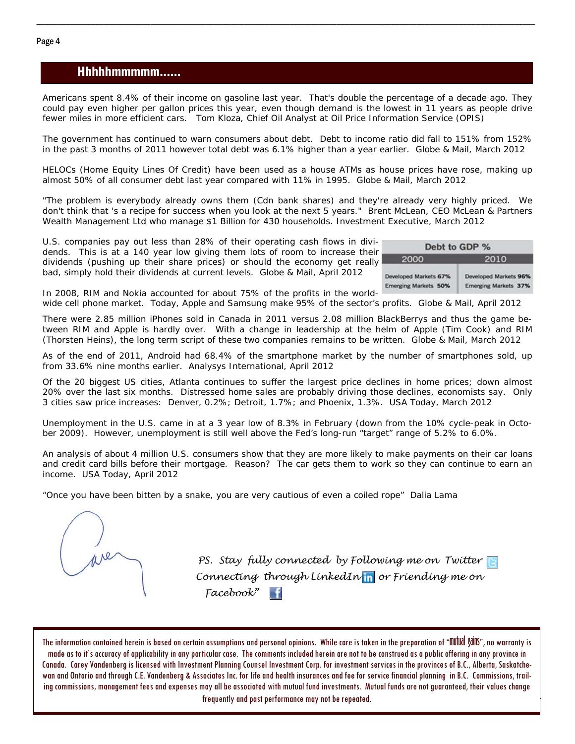## Hhhhhmmmmm......

Americans spent 8.4% of their income on gasoline last year. That's double the percentage of a decade ago. They could pay even higher per gallon prices this year, even though demand is the lowest in 11 years as people drive fewer miles in more efficient cars. Tom Kloza, Chief Oil Analyst at Oil Price Information Service (OPIS)

The government has continued to warn consumers about debt. Debt to income ratio did fall to 151% from 152% in the past 3 months of 2011 however total debt was 6.1% higher than a year earlier. Globe & Mail, March 2012

HELOCs (Home Equity Lines Of Credit) have been used as a house ATMs as house prices have rose, making up almost 50% of all consumer debt last year compared with 11% in 1995. Globe & Mail, March 2012

"The problem is everybody already owns them (Cdn bank shares) and they're already very highly priced. We don't think that 's a recipe for success when you look at the next 5 years." Brent McLean, CEO McLean & Partners Wealth Management Ltd who manage $1 Billion for 430 households. Investment Executive, March 2012

U.S. companies pay out less than 28% of their operating cash flows in dividends. This is at a 140 year low giving them lots of room to increase their dividends (pushing up their share prices) or should the economy get really bad, simply hold their dividends at current levels. Globe & Mail, April 2012

| Debt to GDP % | |
|---|---|
| 2000 | 2010 |
| Developed Markets 67% | Developed Markets 96% |
| Emerging Markets 50% | Emerging Markets 37% |

In 2008, RIM and Nokia accounted for about 75% of the profits in the worldwide cell phone market. Today, Apple and Samsung make 95% of the sector's profits. Globe & Mail, April 2012

There were 2.85 million iPhones sold in Canada in 2011 versus 2.08 million BlackBerrys and thus the game between RIM and Apple is hardly over. With a change in leadership at the helm of Apple (Tim Cook) and RIM (Thorsten Heins), the long term script of these two companies remains to be written. Globe & Mail, March 2012

As of the end of 2011, Android had 68.4% of the smartphone market by the number of smartphones sold, up from 33.6% nine months earlier. Analysys International, April 2012

Of the 20 biggest US cities, Atlanta continues to suffer the largest price declines in home prices; down almost 20% over the last six months. Distressed home sales are probably driving those declines, economists say. Only 3 cities saw price increases: Denver, 0.2%; Detroit, 1.7%; and Phoenix, 1.3%. USA Today, March 2012

Unemployment in the U.S. came in at a 3 year low of 8.3% in February (down from the 10% cycle-peak in October 2009). However, unemployment is still well above the Fed's long-run "target" range of 5.2% to 6.0%.

An analysis of about 4 million U.S. consumers show that they are more likely to make payments on their car loans and credit card bills before their mortgage. Reason? The car gets them to work so they can continue to earn an income. USA Today, April 2012

"Once you have been bitten by a snake, you are very cautious of even a coiled rope" Dalia Lama

Carey

*PS. Stay fully connected by Following me on Twitter Connecting through LinkedIn or Friending me on Facebook"*

The information contained herein is based on certain assumptions and personal opinions. While care is taken in the preparation of "mutual gains", no warranty is made as to it's accuracy of applicability in any particular case. The comments included herein are not to be construed as a public offering in any province in Canada. Carey Vandenberg is licensed with Investment Planning Counsel Investment Corp. for investment services in the provinces of B.C., Alberta, Saskatchewan and Ontario and through C.E. Vandenberg & Associates Inc. for life and health insurances and fee for service financial planning in B.C. Commissions, trailing commissions, management fees and expenses may all be associated with mutual fund investments. Mutual funds are not guaranteed, their values change frequently and past performance may not be repeated.